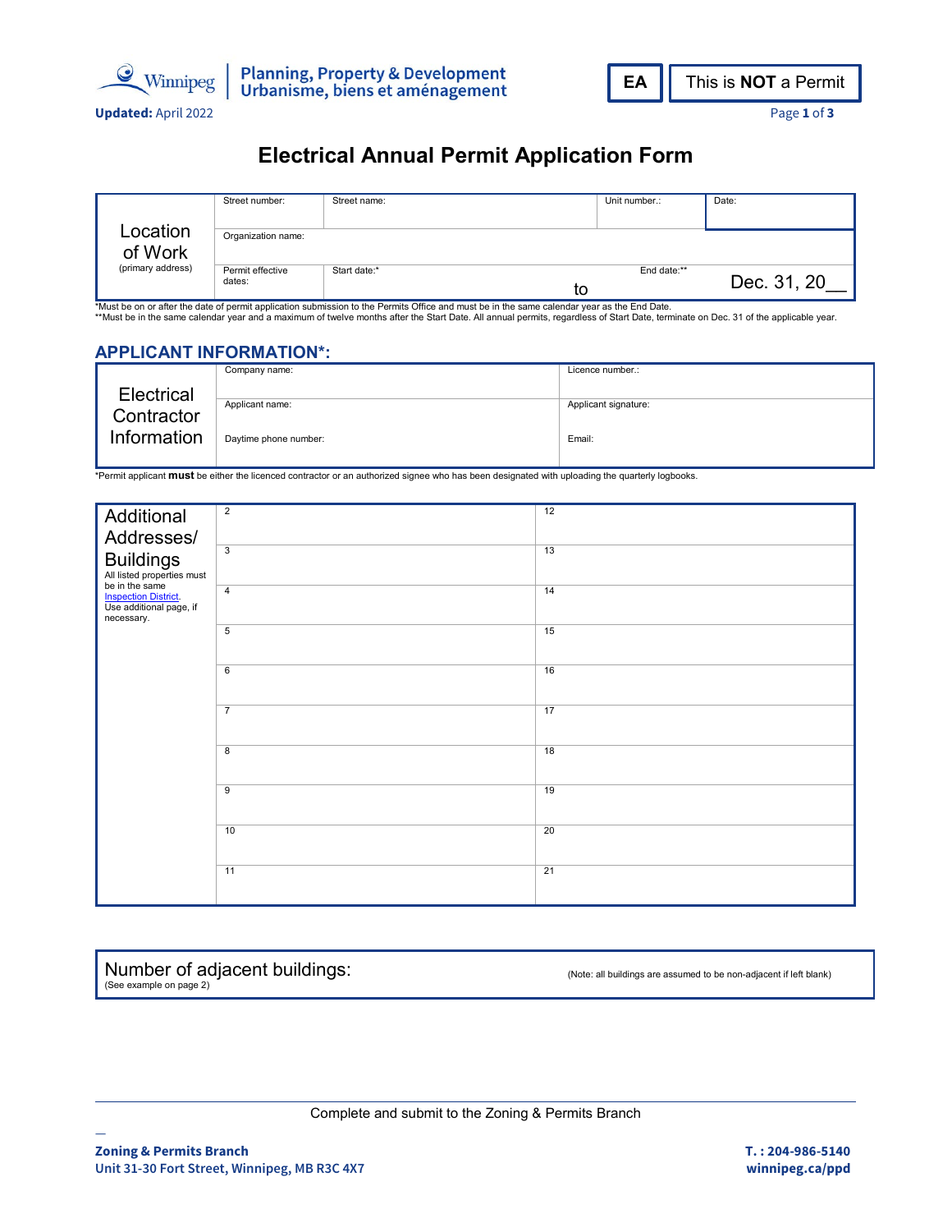Winnipeg | Planning, Property & Development
Urbanisme, biens et aménagement

**Updated:** April 2022

**EA** | This is **NOT** a Permit

# Electrical Annual Permit Application Form

| Location of Work (primary address) | Street number: | Street name: | Unit number.: | Date: |
|---|---|---|---|---|
| | Organization name: | | | |
| | Permit effective dates: | Start date:* to | End date:** | Dec. 31, 20__ |

*Must be on or after the date of permit application submission to the Permits Office and must be in the same calendar year as the End Date.
**Must be in the same calendar year and a maximum of twelve months after the Start Date. All annual permits, regardless of Start Date, terminate on Dec. 31 of the applicable year.

## APPLICANT INFORMATION*:

| Electrical Contractor Information | Company name: | Licence number.: |
|---|---|---|
| | Applicant name: | Applicant signature: |
| | Daytime phone number: | Email: |

*Permit applicant **must** be either the licenced contractor or an authorized signee who has been designated with uploading the quarterly logbooks.

| Additional Addresses/ Buildings<br>All listed properties must be in the same Inspection District. Use additional page, if necessary. | | |
|---|---|---|
| | 2 | 12 |
| | 3 | 13 |
| | 4 | 14 |
| | 5 | 15 |
| | 6 | 16 |
| | 7 | 17 |
| | 8 | 18 |
| | 9 | 19 |
| | 10 | 20 |
| | 11 | 21 |

| Number of adjacent buildings:<br>(See example on page 2) | (Note: all buildings are assumed to be non-adjacent if left blank) |
|---|---|

Complete and submit to the Zoning & Permits Branch

**Zoning & Permits Branch**
**Unit 31-30 Fort Street, Winnipeg, MB R3C 4X7**

**T. : 204-986-5140**
**winnipeg.ca/ppd**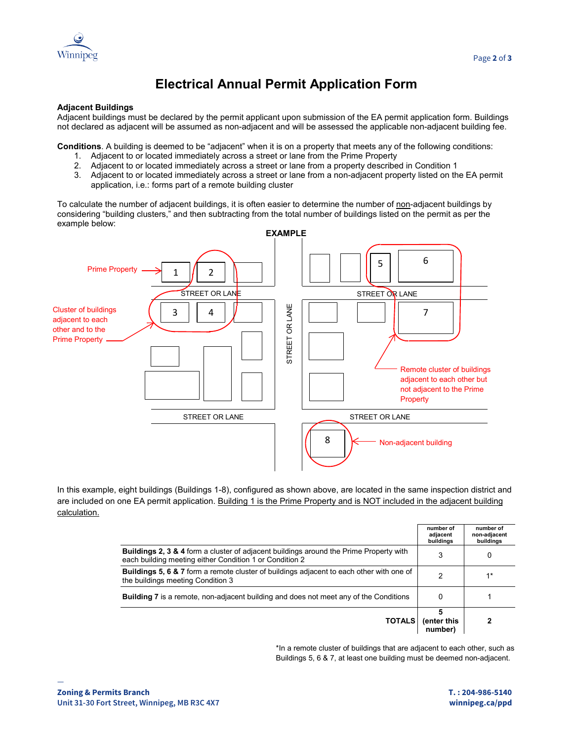# Electrical Annual Permit Application Form

**Adjacent Buildings**

Adjacent buildings must be declared by the permit applicant upon submission of the EA permit application form. Buildings not declared as adjacent will be assumed as non-adjacent and will be assessed the applicable non-adjacent building fee.

**Conditions**. A building is deemed to be "adjacent" when it is on a property that meets any of the following conditions:

1. Adjacent to or located immediately across a street or lane from the Prime Property
2. Adjacent to or located immediately across a street or lane from a property described in Condition 1
3. Adjacent to or located immediately across a street or lane from a non-adjacent property listed on the EA permit application, i.e.: forms part of a remote building cluster

To calculate the number of adjacent buildings, it is often easier to determine the number of non-adjacent buildings by considering "building clusters," and then subtracting from the total number of buildings listed on the permit as per the example below:

**EXAMPLE**

Prime Property → 1

Cluster of buildings adjacent to each other and to the Prime Property → 2, 3, 4

Remote cluster of buildings adjacent to each other but not adjacent to the Prime Property → 5, 6, 7

Non-adjacent building → 8

STREET OR LANE

In this example, eight buildings (Buildings 1-8), configured as shown above, are located in the same inspection district and are included on one EA permit application. Building 1 is the Prime Property and is NOT included in the adjacent building calculation.

| | number of adjacent buildings | number of non-adjacent buildings |
|---|---|---|
| **Buildings 2, 3 & 4** form a cluster of adjacent buildings around the Prime Property with each building meeting either Condition 1 or Condition 2 | 3 | 0 |
| **Buildings 5, 6 & 7** form a remote cluster of buildings adjacent to each other with one of the buildings meeting Condition 3 | 2 | 1* |
| **Building 7** is a remote, non-adjacent building and does not meet any of the Conditions | 0 | 1 |
| **TOTALS** | **5 (enter this number)** | **2** |

*In a remote cluster of buildings that are adjacent to each other, such as Buildings 5, 6 & 7, at least one building must be deemed non-adjacent.

**Zoning & Permits Branch**
**Unit 31-30 Fort Street, Winnipeg, MB R3C 4X7**

**T. : 204-986-5140**
**winnipeg.ca/ppd**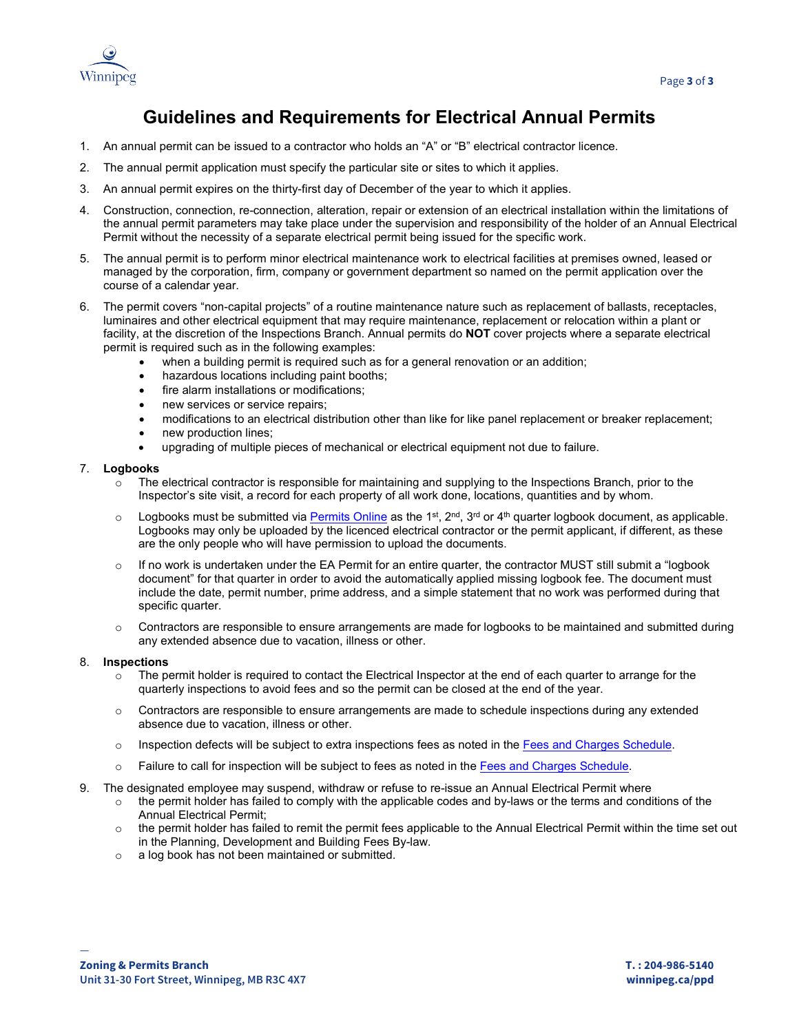# Guidelines and Requirements for Electrical Annual Permits

1. An annual permit can be issued to a contractor who holds an "A" or "B" electrical contractor licence.
2. The annual permit application must specify the particular site or sites to which it applies.
3. An annual permit expires on the thirty-first day of December of the year to which it applies.
4. Construction, connection, re-connection, alteration, repair or extension of an electrical installation within the limitations of the annual permit parameters may take place under the supervision and responsibility of the holder of an Annual Electrical Permit without the necessity of a separate electrical permit being issued for the specific work.
5. The annual permit is to perform minor electrical maintenance work to electrical facilities at premises owned, leased or managed by the corporation, firm, company or government department so named on the permit application over the course of a calendar year.
6. The permit covers "non-capital projects" of a routine maintenance nature such as replacement of ballasts, receptacles, luminaires and other electrical equipment that may require maintenance, replacement or relocation within a plant or facility, at the discretion of the Inspections Branch. Annual permits do **NOT** cover projects where a separate electrical permit is required such as in the following examples:
    - when a building permit is required such as for a general renovation or an addition;
    - hazardous locations including paint booths;
    - fire alarm installations or modifications;
    - new services or service repairs;
    - modifications to an electrical distribution other than like for like panel replacement or breaker replacement;
    - new production lines;
    - upgrading of multiple pieces of mechanical or electrical equipment not due to failure.
7. **Logbooks**
    - The electrical contractor is responsible for maintaining and supplying to the Inspections Branch, prior to the Inspector's site visit, a record for each property of all work done, locations, quantities and by whom.
    - Logbooks must be submitted via Permits Online as the 1st, 2nd, 3rd or 4th quarter logbook document, as applicable. Logbooks may only be uploaded by the licenced electrical contractor or the permit applicant, if different, as these are the only people who will have permission to upload the documents.
    - If no work is undertaken under the EA Permit for an entire quarter, the contractor MUST still submit a "logbook document" for that quarter in order to avoid the automatically applied missing logbook fee. The document must include the date, permit number, prime address, and a simple statement that no work was performed during that specific quarter.
    - Contractors are responsible to ensure arrangements are made for logbooks to be maintained and submitted during any extended absence due to vacation, illness or other.
8. **Inspections**
    - The permit holder is required to contact the Electrical Inspector at the end of each quarter to arrange for the quarterly inspections to avoid fees and so the permit can be closed at the end of the year.
    - Contractors are responsible to ensure arrangements are made to schedule inspections during any extended absence due to vacation, illness or other.
    - Inspection defects will be subject to extra inspections fees as noted in the Fees and Charges Schedule.
    - Failure to call for inspection will be subject to fees as noted in the Fees and Charges Schedule.
9. The designated employee may suspend, withdraw or refuse to re-issue an Annual Electrical Permit where
    - the permit holder has failed to comply with the applicable codes and by-laws or the terms and conditions of the Annual Electrical Permit;
    - the permit holder has failed to remit the permit fees applicable to the Annual Electrical Permit within the time set out in the Planning, Development and Building Fees By-law.
    - a log book has not been maintained or submitted.

**Zoning & Permits Branch**
**Unit 31-30 Fort Street, Winnipeg, MB R3C 4X7**

**T. : 204-986-5140**
**winnipeg.ca/ppd**